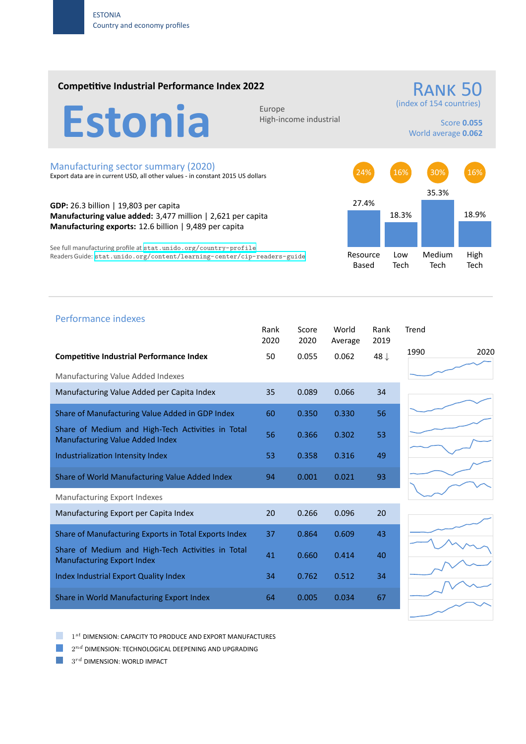ESTONIA
Country and economy profiles

## Competitive Industrial Performance Index 2022

# Estonia

Europe
High-income industrial

**RANK 50**
(index of 154 countries)

Score **0.055**
World average **0.062**

## Manufacturing sector summary (2020)

Export data are in current USD, all other values - in constant 2015 US dollars

**GDP:** 26.3 billion | 19,803 per capita
**Manufacturing value added:** 3,477 million | 2,621 per capita
**Manufacturing exports:** 12.6 billion | 9,489 per capita

See full manufacturing profile at stat.unido.org/country-profile
Readers Guide: stat.unido.org/content/learning-center/cip-readers-guide

| | Resource Based | Low Tech | Medium Tech | High Tech |
|---|---|---|---|---|
| | 24% | 16% | 30% | 16% |
| | 27.4% | 18.3% | 35.3% | 18.9% |

## Performance indexes

| | Rank 2020 | Score 2020 | World Average | Rank 2019 | Trend 1990–2020 |
|---|---|---|---|---|---|
| **Competitive Industrial Performance Index** | 50 | 0.055 | 0.062 | 48 ↓ | |
| *Manufacturing Value Added Indexes* | | | | | |
| Manufacturing Value Added per Capita Index | 35 | 0.089 | 0.066 | 34 | |
| Share of Manufacturing Value Added in GDP Index | 60 | 0.350 | 0.330 | 56 | |
| Share of Medium and High-Tech Activities in Total Manufacturing Value Added Index | 56 | 0.366 | 0.302 | 53 | |
| Industrialization Intensity Index | 53 | 0.358 | 0.316 | 49 | |
| Share of World Manufacturing Value Added Index | 94 | 0.001 | 0.021 | 93 | |
| *Manufacturing Export Indexes* | | | | | |
| Manufacturing Export per Capita Index | 20 | 0.266 | 0.096 | 20 | |
| Share of Manufacturing Exports in Total Exports Index | 37 | 0.864 | 0.609 | 43 | |
| Share of Medium and High-Tech Activities in Total Manufacturing Export Index | 41 | 0.660 | 0.414 | 40 | |
| Index Industrial Export Quality Index | 34 | 0.762 | 0.512 | 34 | |
| Share in World Manufacturing Export Index | 64 | 0.005 | 0.034 | 67 | |

- 1st DIMENSION: CAPACITY TO PRODUCE AND EXPORT MANUFACTURES
- 2nd DIMENSION: TECHNOLOGICAL DEEPENING AND UPGRADING
- 3rd DIMENSION: WORLD IMPACT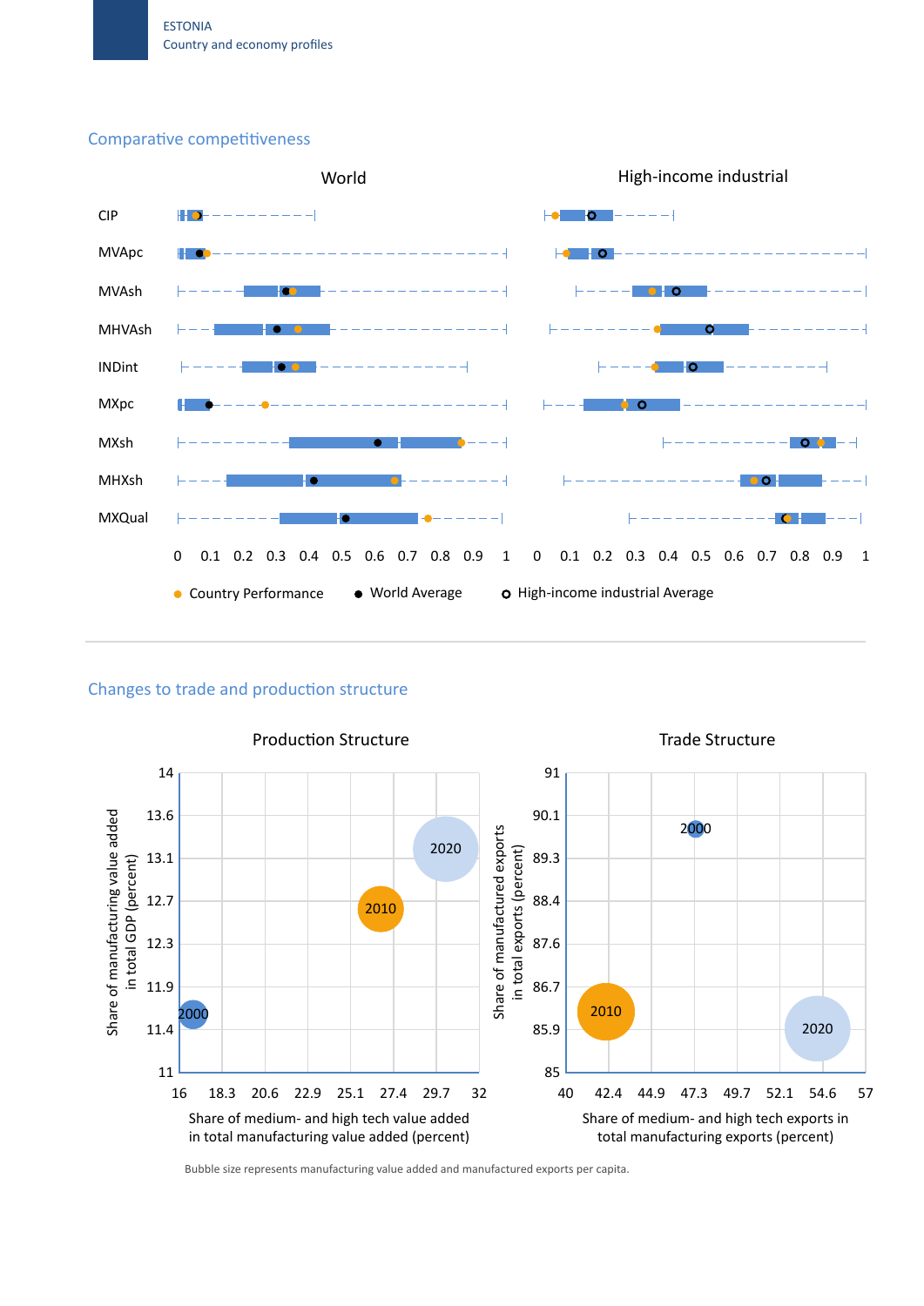## Comparative competitiveness

World

High-income industrial

CIP

MVApc

MVAsh

MHVAsh

INDint

MXpc

MXsh

MHXsh

MXQual

0 0.1 0.2 0.3 0.4 0.5 0.6 0.7 0.8 0.9 1

0 0.1 0.2 0.3 0.4 0.5 0.6 0.7 0.8 0.9 1

Country Performance

World Average

High-income industrial Average

## Changes to trade and production structure

Production Structure

Share of manufacturing value added in total GDP (percent)

14
13.6
13.1
12.7
12.3
11.9
11.4
11

16 18.3 20.6 22.9 25.1 27.4 29.7 32

Share of medium- and high tech value added in total manufacturing value added (percent)

2000
2010
2020

Trade Structure

Share of manufactured exports in total exports (percent)

91
90.1
89.3
88.4
87.6
86.7
85.9
85

40 42.4 44.9 47.3 49.7 52.1 54.6 57

Share of medium- and high tech exports in total manufacturing exports (percent)

2000
2010
2020

Bubble size represents manufacturing value added and manufactured exports per capita.